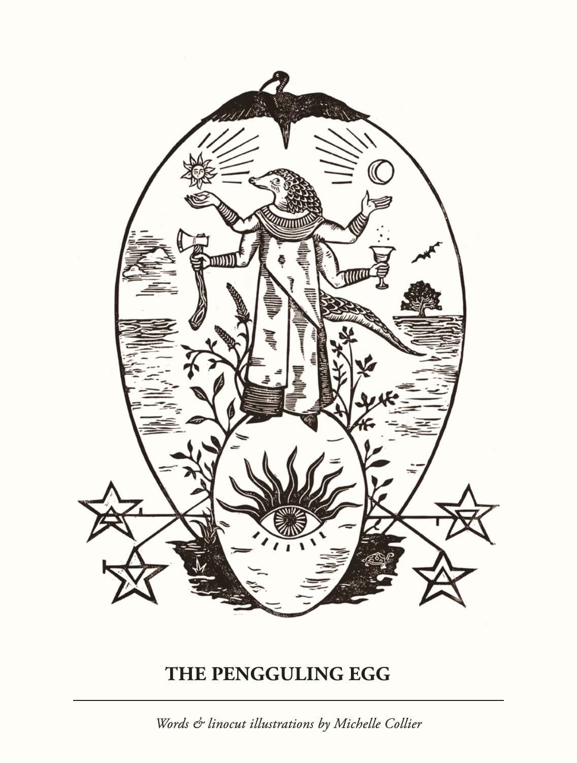# THE PENGGULING EGG

---

*Words & linocut illustrations by Michelle Collier*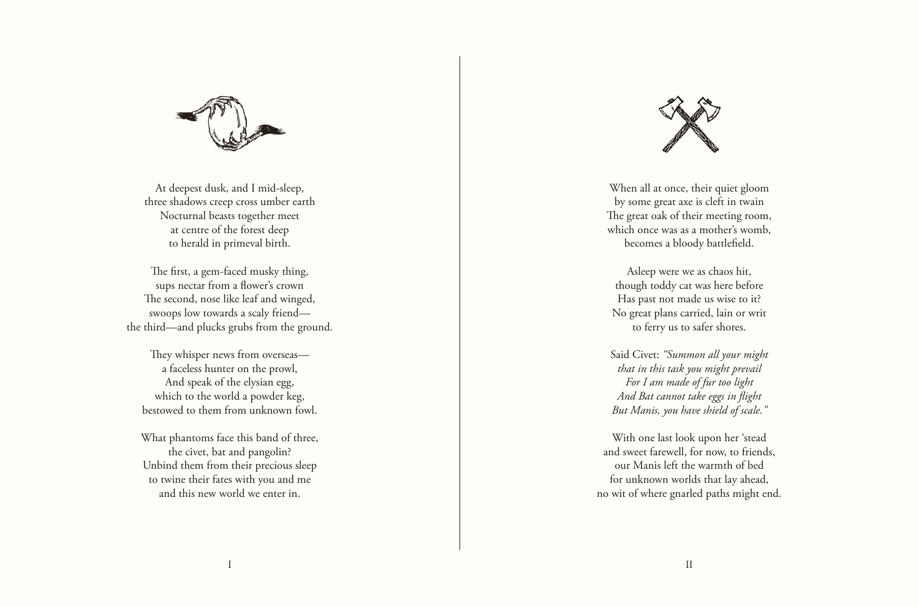At deepest dusk, and I mid-sleep,
three shadows creep cross umber earth
Nocturnal beasts together meet
at centre of the forest deep
to herald in primeval birth.

The first, a gem-faced musky thing,
sups nectar from a flower's crown
The second, nose like leaf and winged,
swoops low towards a scaly friend—
the third—and plucks grubs from the ground.

They whisper news from overseas—
a faceless hunter on the prowl,
And speak of the elysian egg,
which to the world a powder keg,
bestowed to them from unknown fowl.

What phantoms face this band of three,
the civet, bat and pangolin?
Unbind them from their precious sleep
to twine their fates with you and me
and this new world we enter in.

When all at once, their quiet gloom
by some great axe is cleft in twain
The great oak of their meeting room,
which once was as a mother's womb,
becomes a bloody battlefield.

Asleep were we as chaos hit,
though toddy cat was here before
Has past not made us wise to it?
No great plans carried, lain or writ
to ferry us to safer shores.

Said Civet: *"Summon all your might
that in this task you might prevail
For I am made of fur too light
And Bat cannot take eggs in flight
But Manis, you have shield of scale."*

With one last look upon her 'stead
and sweet farewell, for now, to friends,
our Manis left the warmth of bed
for unknown worlds that lay ahead,
no wit of where gnarled paths might end.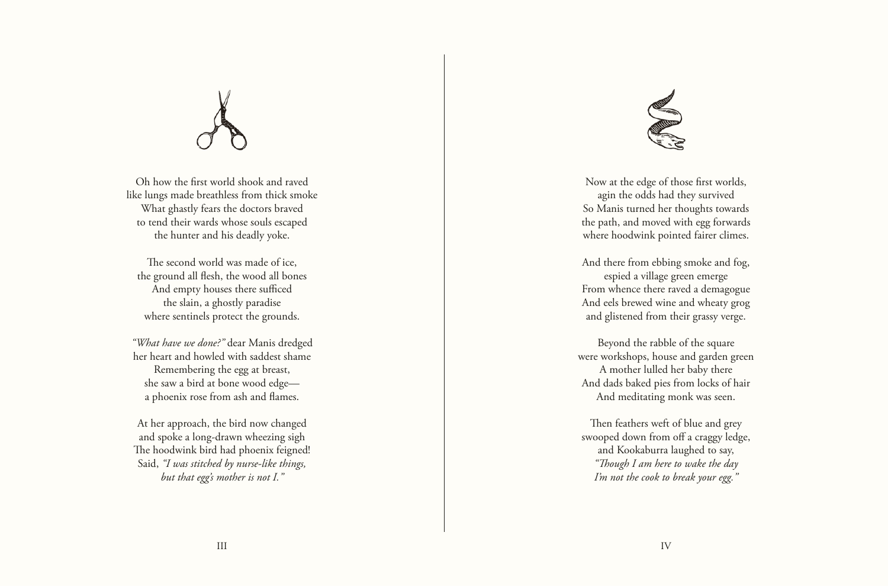Oh how the first world shook and raved
like lungs made breathless from thick smoke
What ghastly fears the doctors braved
to tend their wards whose souls escaped
the hunter and his deadly yoke.

The second world was made of ice,
the ground all flesh, the wood all bones
And empty houses there sufficed
the slain, a ghostly paradise
where sentinels protect the grounds.

*"What have we done?"* dear Manis dredged
her heart and howled with saddest shame
Remembering the egg at breast,
she saw a bird at bone wood edge—
a phoenix rose from ash and flames.

At her approach, the bird now changed
and spoke a long-drawn wheezing sigh
The hoodwink bird had phoenix feigned!
Said, *"I was stitched by nurse-like things,
but that egg's mother is not I."*

Now at the edge of those first worlds,
agin the odds had they survived
So Manis turned her thoughts towards
the path, and moved with egg forwards
where hoodwink pointed fairer climes.

And there from ebbing smoke and fog,
espied a village green emerge
From whence there raved a demagogue
And eels brewed wine and wheaty grog
and glistened from their grassy verge.

Beyond the rabble of the square
were workshops, house and garden green
A mother lulled her baby there
And dads baked pies from locks of hair
And meditating monk was seen.

Then feathers weft of blue and grey
swooped down from off a craggy ledge,
and Kookaburra laughed to say,
*"Though I am here to wake the day
I'm not the cook to break your egg."*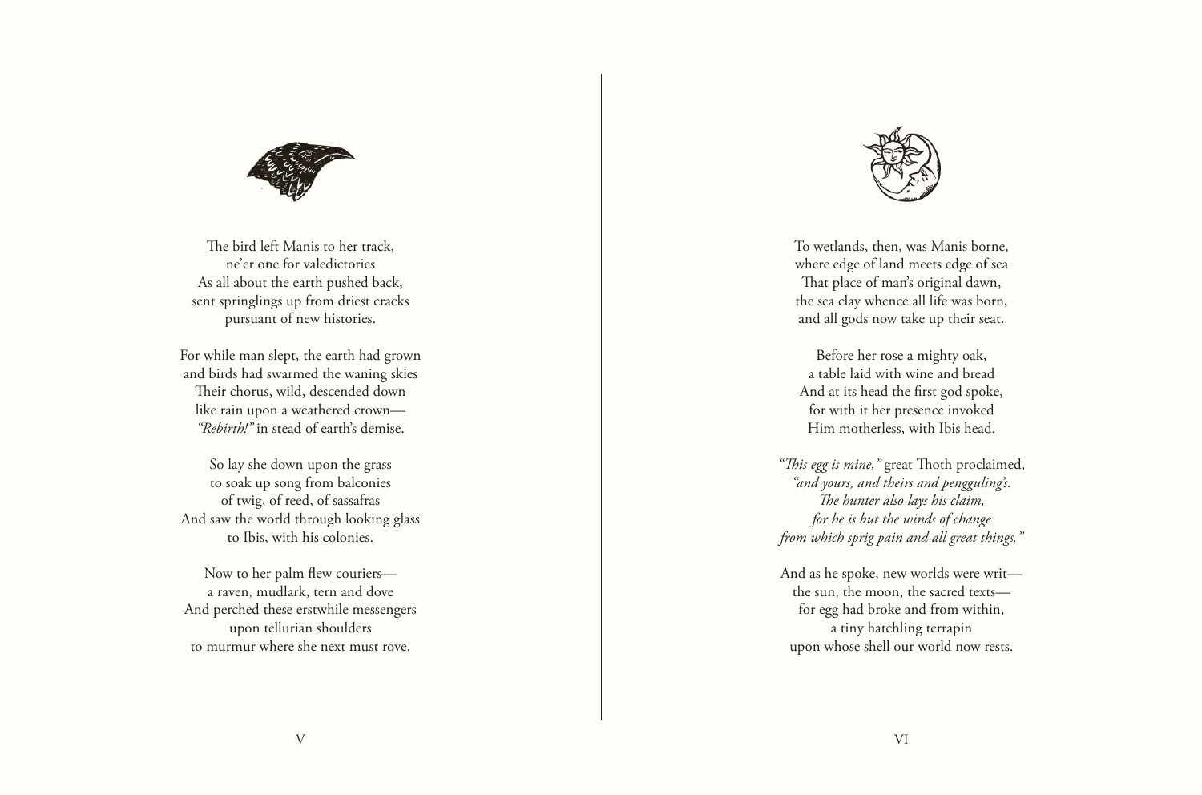The bird left Manis to her track,
ne'er one for valedictories
As all about the earth pushed back,
sent springlings up from driest cracks
pursuant of new histories.

For while man slept, the earth had grown
and birds had swarmed the waning skies
Their chorus, wild, descended down
like rain upon a weathered crown—
*"Rebirth!"* in stead of earth's demise.

So lay she down upon the grass
to soak up song from balconies
of twig, of reed, of sassafras
And saw the world through looking glass
to Ibis, with his colonies.

Now to her palm flew couriers—
a raven, mudlark, tern and dove
And perched these erstwhile messengers
upon tellurian shoulders
to murmur where she next must rove.

To wetlands, then, was Manis borne,
where edge of land meets edge of sea
That place of man's original dawn,
the sea clay whence all life was born,
and all gods now take up their seat.

Before her rose a mighty oak,
a table laid with wine and bread
And at its head the first god spoke,
for with it her presence invoked
Him motherless, with Ibis head.

*"This egg is mine,"* great Thoth proclaimed,
*"and yours, and theirs and pengguling's.*
*The hunter also lays his claim,*
*for he is but the winds of change*
*from which sprig pain and all great things."*

And as he spoke, new worlds were writ—
the sun, the moon, the sacred texts—
for egg had broke and from within,
a tiny hatchling terrapin
upon whose shell our world now rests.